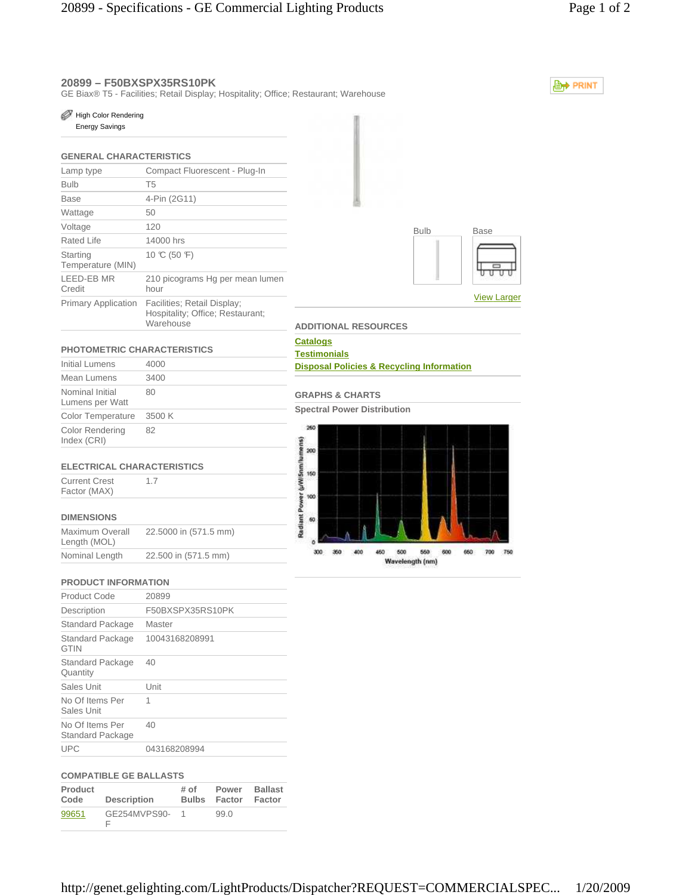## 20899 – F50BXSPX35RS10PK

GE Biax® T5 - Facilities; Retail Display; Hospitality; Office; Restaurant; Warehouse

High Color Rendering
Energy Savings

PRINT

### GENERAL CHARACTERISTICS

| | |
|---|---|
| Lamp type | Compact Fluorescent - Plug-In |
| Bulb | T5 |
| Base | 4-Pin (2G11) |
| Wattage | 50 |
| Voltage | 120 |
| Rated Life | 14000 hrs |
| Starting Temperature (MIN) | 10 ℃ (50 ℉) |
| LEED-EB MR Credit | 210 picograms Hg per mean lumen hour |
| Primary Application | Facilities; Retail Display; Hospitality; Office; Restaurant; Warehouse |

### PHOTOMETRIC CHARACTERISTICS

| | |
|---|---|
| Initial Lumens | 4000 |
| Mean Lumens | 3400 |
| Nominal Initial Lumens per Watt | 80 |
| Color Temperature | 3500 K |
| Color Rendering Index (CRI) | 82 |

### ELECTRICAL CHARACTERISTICS

| | |
|---|---|
| Current Crest Factor (MAX) | 1.7 |

### DIMENSIONS

| | |
|---|---|
| Maximum Overall Length (MOL) | 22.5000 in (571.5 mm) |
| Nominal Length | 22.500 in (571.5 mm) |

### PRODUCT INFORMATION

| | |
|---|---|
| Product Code | 20899 |
| Description | F50BXSPX35RS10PK |
| Standard Package | Master |
| Standard Package GTIN | 10043168208991 |
| Standard Package Quantity | 40 |
| Sales Unit | Unit |
| No Of Items Per Sales Unit | 1 |
| No Of Items Per Standard Package | 40 |
| UPC | 043168208994 |

### COMPATIBLE GE BALLASTS

| Product Code | Description | # of Bulbs | Power Factor | Ballast Factor |
|---|---|---|---|---|
| 99651 | GE254MVPS90-F | 1 | 99.0 | |

Bulb Base

View Larger

### ADDITIONAL RESOURCES

Catalogs
Testimonials
Disposal Policies & Recycling Information

### GRAPHS & CHARTS

**Spectral Power Distribution**

Radiant Power (µW/5nm/lumens)

Wavelength (nm)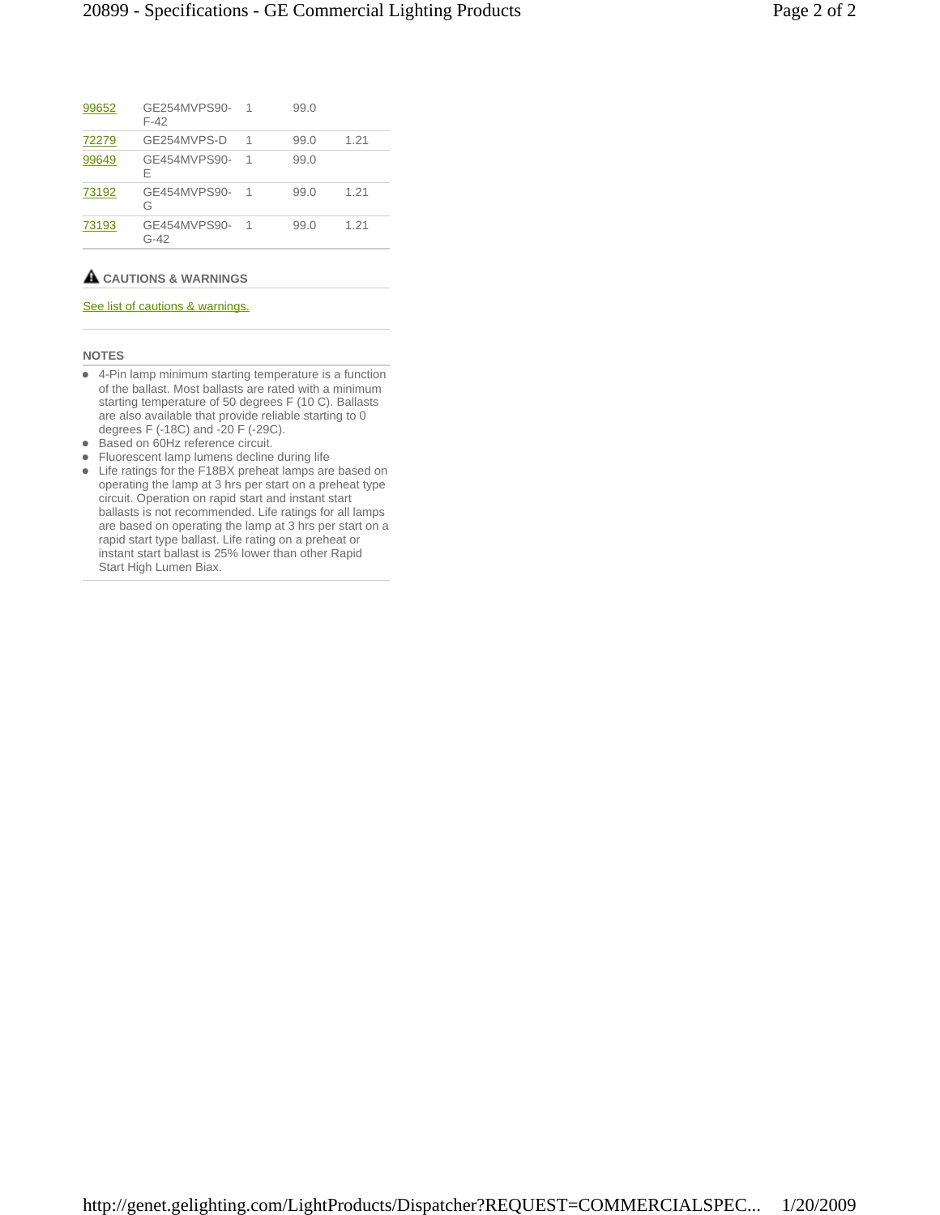| | | | | |
|---|---|---|---|---|
| 99652 | GE254MVPS90-F-42 | 1 | 99.0 | |
| 72279 | GE254MVPS-D | 1 | 99.0 | 1.21 |
| 99649 | GE454MVPS90-E | 1 | 99.0 | |
| 73192 | GE454MVPS90-G | 1 | 99.0 | 1.21 |
| 73193 | GE454MVPS90-G-42 | 1 | 99.0 | 1.21 |

### CAUTIONS & WARNINGS

See list of cautions & warnings.

### NOTES

- 4-Pin lamp minimum starting temperature is a function of the ballast. Most ballasts are rated with a minimum starting temperature of 50 degrees F (10 C). Ballasts are also available that provide reliable starting to 0 degrees F (-18C) and -20 F (-29C).
- Based on 60Hz reference circuit.
- Fluorescent lamp lumens decline during life
- Life ratings for the F18BX preheat lamps are based on operating the lamp at 3 hrs per start on a preheat type circuit. Operation on rapid start and instant start ballasts is not recommended. Life ratings for all lamps are based on operating the lamp at 3 hrs per start on a rapid start type ballast. Life rating on a preheat or instant start ballast is 25% lower than other Rapid Start High Lumen Biax.